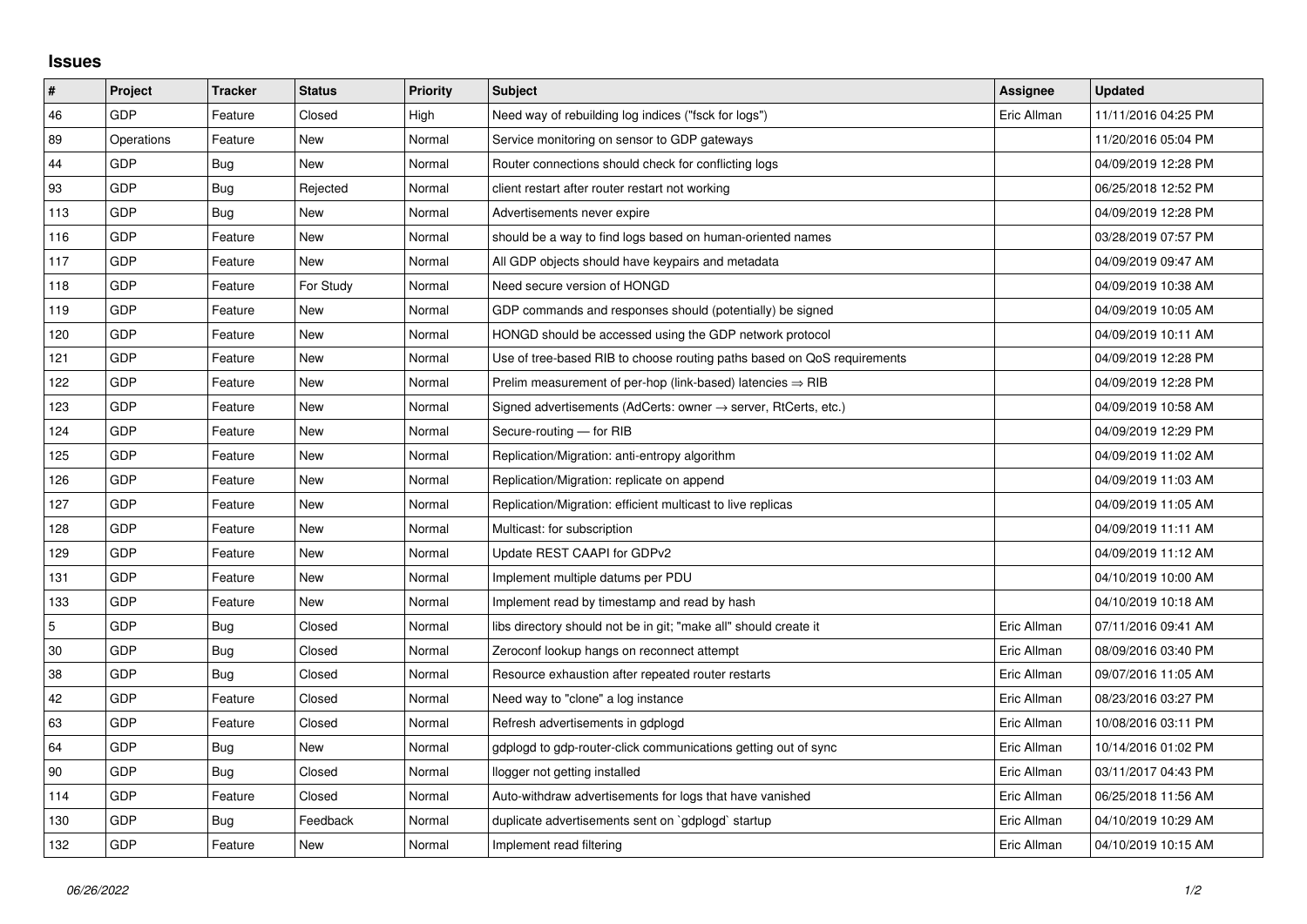## Issues

| # | Project | Tracker | Status | Priority | Subject | Assignee | Updated |
|---|---|---|---|---|---|---|---|
| 46 | GDP | Feature | Closed | High | Need way of rebuilding log indices ("fsck for logs") | Eric Allman | 11/11/2016 04:25 PM |
| 89 | Operations | Feature | New | Normal | Service monitoring on sensor to GDP gateways | | 11/20/2016 05:04 PM |
| 44 | GDP | Bug | New | Normal | Router connections should check for conflicting logs | | 04/09/2019 12:28 PM |
| 93 | GDP | Bug | Rejected | Normal | client restart after router restart not working | | 06/25/2018 12:52 PM |
| 113 | GDP | Bug | New | Normal | Advertisements never expire | | 04/09/2019 12:28 PM |
| 116 | GDP | Feature | New | Normal | should be a way to find logs based on human-oriented names | | 03/28/2019 07:57 PM |
| 117 | GDP | Feature | New | Normal | All GDP objects should have keypairs and metadata | | 04/09/2019 09:47 AM |
| 118 | GDP | Feature | For Study | Normal | Need secure version of HONGD | | 04/09/2019 10:38 AM |
| 119 | GDP | Feature | New | Normal | GDP commands and responses should (potentially) be signed | | 04/09/2019 10:05 AM |
| 120 | GDP | Feature | New | Normal | HONGD should be accessed using the GDP network protocol | | 04/09/2019 10:11 AM |
| 121 | GDP | Feature | New | Normal | Use of tree-based RIB to choose routing paths based on QoS requirements | | 04/09/2019 12:28 PM |
| 122 | GDP | Feature | New | Normal | Prelim measurement of per-hop (link-based) latencies ⇒ RIB | | 04/09/2019 12:28 PM |
| 123 | GDP | Feature | New | Normal | Signed advertisements (AdCerts: owner → server, RtCerts, etc.) | | 04/09/2019 10:58 AM |
| 124 | GDP | Feature | New | Normal | Secure-routing — for RIB | | 04/09/2019 12:29 PM |
| 125 | GDP | Feature | New | Normal | Replication/Migration: anti-entropy algorithm | | 04/09/2019 11:02 AM |
| 126 | GDP | Feature | New | Normal | Replication/Migration: replicate on append | | 04/09/2019 11:03 AM |
| 127 | GDP | Feature | New | Normal | Replication/Migration: efficient multicast to live replicas | | 04/09/2019 11:05 AM |
| 128 | GDP | Feature | New | Normal | Multicast: for subscription | | 04/09/2019 11:11 AM |
| 129 | GDP | Feature | New | Normal | Update REST CAAPI for GDPv2 | | 04/09/2019 11:12 AM |
| 131 | GDP | Feature | New | Normal | Implement multiple datums per PDU | | 04/10/2019 10:00 AM |
| 133 | GDP | Feature | New | Normal | Implement read by timestamp and read by hash | | 04/10/2019 10:18 AM |
| 5 | GDP | Bug | Closed | Normal | libs directory should not be in git; "make all" should create it | Eric Allman | 07/11/2016 09:41 AM |
| 30 | GDP | Bug | Closed | Normal | Zeroconf lookup hangs on reconnect attempt | Eric Allman | 08/09/2016 03:40 PM |
| 38 | GDP | Bug | Closed | Normal | Resource exhaustion after repeated router restarts | Eric Allman | 09/07/2016 11:05 AM |
| 42 | GDP | Feature | Closed | Normal | Need way to "clone" a log instance | Eric Allman | 08/23/2016 03:27 PM |
| 63 | GDP | Feature | Closed | Normal | Refresh advertisements in gdplogd | Eric Allman | 10/08/2016 03:11 PM |
| 64 | GDP | Bug | New | Normal | gdplogd to gdp-router-click communications getting out of sync | Eric Allman | 10/14/2016 01:02 PM |
| 90 | GDP | Bug | Closed | Normal | llogger not getting installed | Eric Allman | 03/11/2017 04:43 PM |
| 114 | GDP | Feature | Closed | Normal | Auto-withdraw advertisements for logs that have vanished | Eric Allman | 06/25/2018 11:56 AM |
| 130 | GDP | Bug | Feedback | Normal | duplicate advertisements sent on `gdplogd` startup | Eric Allman | 04/10/2019 10:29 AM |
| 132 | GDP | Feature | New | Normal | Implement read filtering | Eric Allman | 04/10/2019 10:15 AM |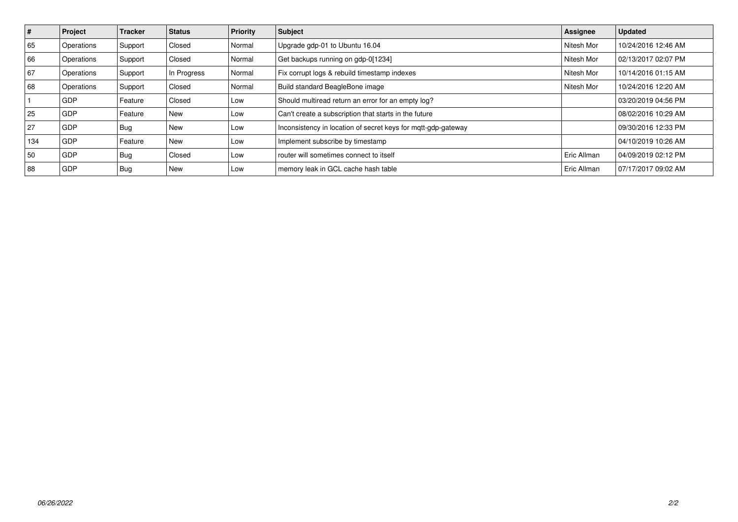| # | Project | Tracker | Status | Priority | Subject | Assignee | Updated |
| --- | --- | --- | --- | --- | --- | --- | --- |
| 65 | Operations | Support | Closed | Normal | Upgrade gdp-01 to Ubuntu 16.04 | Nitesh Mor | 10/24/2016 12:46 AM |
| 66 | Operations | Support | Closed | Normal | Get backups running on gdp-0[1234] | Nitesh Mor | 02/13/2017 02:07 PM |
| 67 | Operations | Support | In Progress | Normal | Fix corrupt logs & rebuild timestamp indexes | Nitesh Mor | 10/14/2016 01:15 AM |
| 68 | Operations | Support | Closed | Normal | Build standard BeagleBone image | Nitesh Mor | 10/24/2016 12:20 AM |
| 1 | GDP | Feature | Closed | Low | Should multiread return an error for an empty log? | | 03/20/2019 04:56 PM |
| 25 | GDP | Feature | New | Low | Can't create a subscription that starts in the future | | 08/02/2016 10:29 AM |
| 27 | GDP | Bug | New | Low | Inconsistency in location of secret keys for mqtt-gdp-gateway | | 09/30/2016 12:33 PM |
| 134 | GDP | Feature | New | Low | Implement subscribe by timestamp | | 04/10/2019 10:26 AM |
| 50 | GDP | Bug | Closed | Low | router will sometimes connect to itself | Eric Allman | 04/09/2019 02:12 PM |
| 88 | GDP | Bug | New | Low | memory leak in GCL cache hash table | Eric Allman | 07/17/2017 09:02 AM |